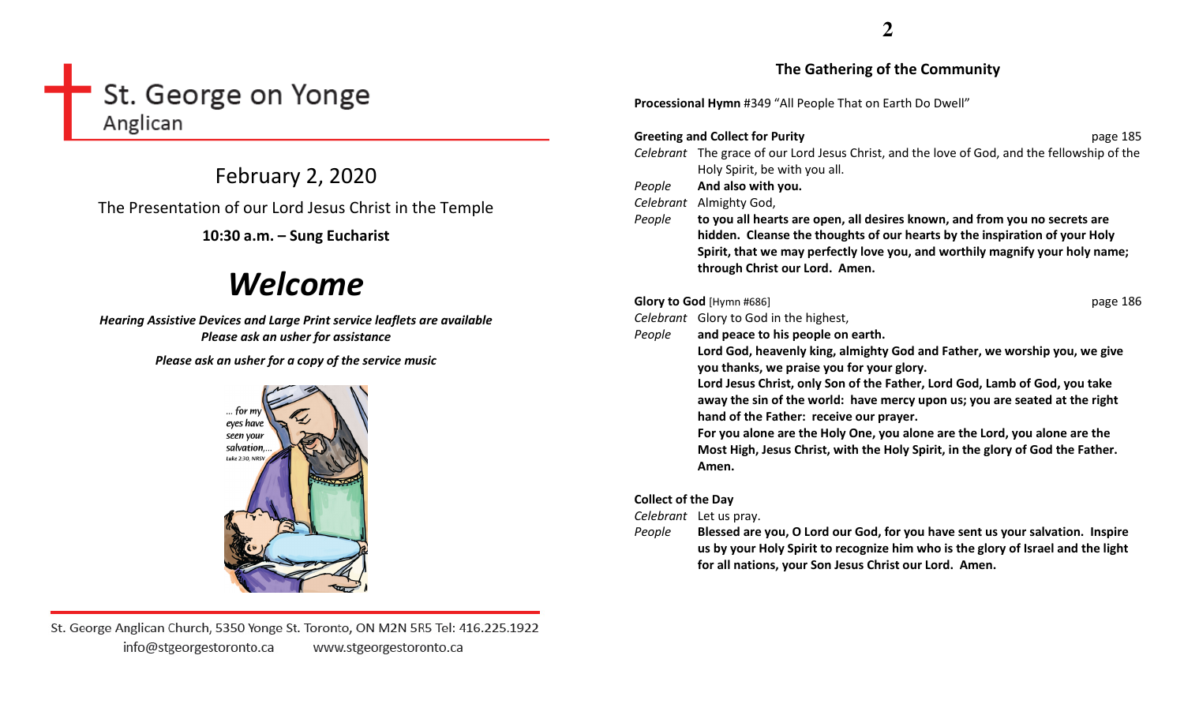# St. George on Yonge
Anglican

## February 2, 2020

The Presentation of our Lord Jesus Christ in the Temple

**10:30 a.m. – Sung Eucharist**

# *Welcome*

***Hearing Assistive Devices and Large Print service leaflets are available***
***Please ask an usher for assistance***

***Please ask an usher for a copy of the service music***

*... for my eyes have seen your salvation,...*
Luke 2:30, NRSV

St. George Anglican Church, 5350 Yonge St. Toronto, ON M2N 5R5 Tel: 416.225.1922
info@stgeorgestoronto.ca    www.stgeorgestoronto.ca

## The Gathering of the Community

**Processional Hymn** #349 "All People That on Earth Do Dwell"

**Greeting and Collect for Purity** page 185

*Celebrant* The grace of our Lord Jesus Christ, and the love of God, and the fellowship of the Holy Spirit, be with you all.
*People* **And also with you.**
*Celebrant* Almighty God,
*People* **to you all hearts are open, all desires known, and from you no secrets are hidden. Cleanse the thoughts of our hearts by the inspiration of your Holy Spirit, that we may perfectly love you, and worthily magnify your holy name; through Christ our Lord. Amen.**

**Glory to God** [Hymn #686] page 186

*Celebrant* Glory to God in the highest,
*People* **and peace to his people on earth.**
**Lord God, heavenly king, almighty God and Father, we worship you, we give you thanks, we praise you for your glory.**
**Lord Jesus Christ, only Son of the Father, Lord God, Lamb of God, you take away the sin of the world: have mercy upon us; you are seated at the right hand of the Father: receive our prayer.**
**For you alone are the Holy One, you alone are the Lord, you alone are the Most High, Jesus Christ, with the Holy Spirit, in the glory of God the Father. Amen.**

**Collect of the Day**

*Celebrant* Let us pray.
*People* **Blessed are you, O Lord our God, for you have sent us your salvation. Inspire us by your Holy Spirit to recognize him who is the glory of Israel and the light for all nations, your Son Jesus Christ our Lord. Amen.**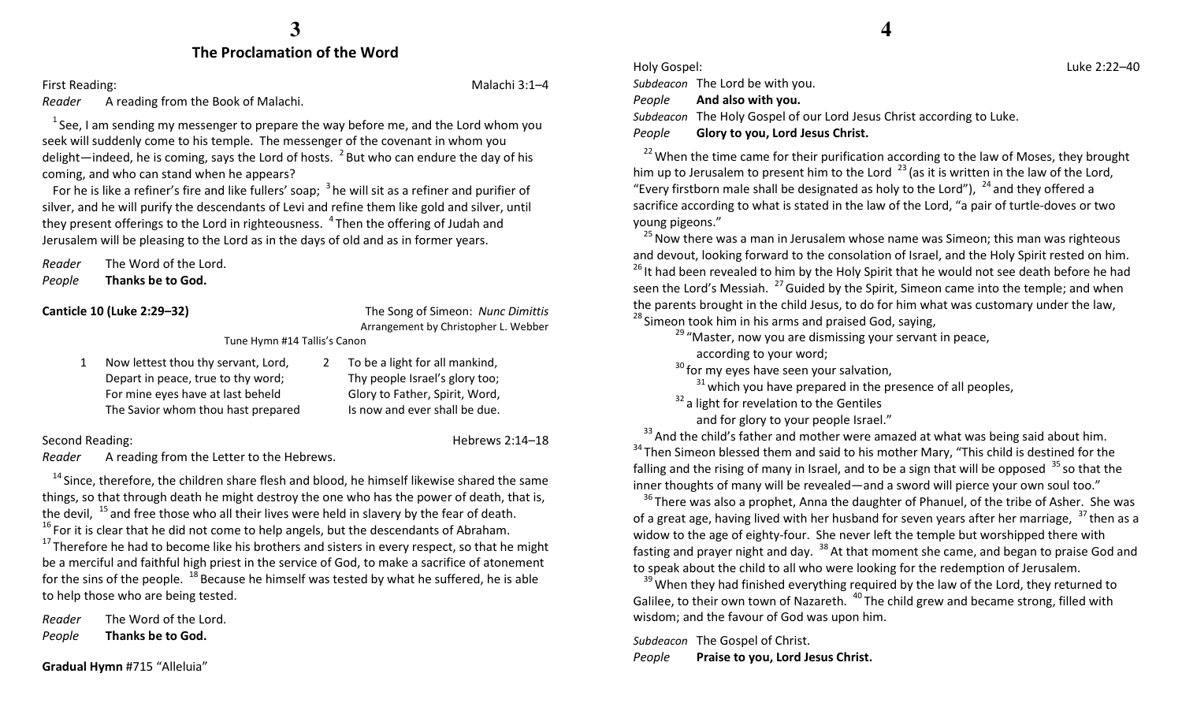## The Proclamation of the Word

First Reading: Malachi 3:1–4

*Reader* A reading from the Book of Malachi.

[1] See, I am sending my messenger to prepare the way before me, and the Lord whom you seek will suddenly come to his temple. The messenger of the covenant in whom you delight—indeed, he is coming, says the Lord of hosts. [2] But who can endure the day of his coming, and who can stand when he appears?

For he is like a refiner's fire and like fullers' soap; [3] he will sit as a refiner and purifier of silver, and he will purify the descendants of Levi and refine them like gold and silver, until they present offerings to the Lord in righteousness. [4] Then the offering of Judah and Jerusalem will be pleasing to the Lord as in the days of old and as in former years.

*Reader* The Word of the Lord.
*People* **Thanks be to God.**

**Canticle 10 (Luke 2:29–32)** The Song of Simeon: *Nunc Dimittis*
Arrangement by Christopher L. Webber
Tune Hymn #14 Tallis's Canon

1. Now lettest thou thy servant, Lord,
Depart in peace, true to thy word;
For mine eyes have at last beheld
The Savior whom thou hast prepared

2. To be a light for all mankind,
Thy people Israel's glory too;
Glory to Father, Spirit, Word,
Is now and ever shall be due.

Second Reading: Hebrews 2:14–18

*Reader* A reading from the Letter to the Hebrews.

[14] Since, therefore, the children share flesh and blood, he himself likewise shared the same things, so that through death he might destroy the one who has the power of death, that is, the devil, [15] and free those who all their lives were held in slavery by the fear of death. [16] For it is clear that he did not come to help angels, but the descendants of Abraham. [17] Therefore he had to become like his brothers and sisters in every respect, so that he might be a merciful and faithful high priest in the service of God, to make a sacrifice of atonement for the sins of the people. [18] Because he himself was tested by what he suffered, he is able to help those who are being tested.

*Reader* The Word of the Lord.
*People* **Thanks be to God.**

**Gradual Hymn** #715 "Alleluia"

Holy Gospel: Luke 2:22–40

*Subdeacon* The Lord be with you.
*People* **And also with you.**
*Subdeacon* The Holy Gospel of our Lord Jesus Christ according to Luke.
*People* **Glory to you, Lord Jesus Christ.**

[22] When the time came for their purification according to the law of Moses, they brought him up to Jerusalem to present him to the Lord [23] (as it is written in the law of the Lord, "Every firstborn male shall be designated as holy to the Lord"), [24] and they offered a sacrifice according to what is stated in the law of the Lord, "a pair of turtle-doves or two young pigeons."

[25] Now there was a man in Jerusalem whose name was Simeon; this man was righteous and devout, looking forward to the consolation of Israel, and the Holy Spirit rested on him. [26] It had been revealed to him by the Holy Spirit that he would not see death before he had seen the Lord's Messiah. [27] Guided by the Spirit, Simeon came into the temple; and when the parents brought in the child Jesus, to do for him what was customary under the law, [28] Simeon took him in his arms and praised God, saying,

> [29] "Master, now you are dismissing your servant in peace,
> according to your word;
> [30] for my eyes have seen your salvation,
> [31] which you have prepared in the presence of all peoples,
> [32] a light for revelation to the Gentiles
> and for glory to your people Israel."

[33] And the child's father and mother were amazed at what was being said about him. [34] Then Simeon blessed them and said to his mother Mary, "This child is destined for the falling and the rising of many in Israel, and to be a sign that will be opposed [35] so that the inner thoughts of many will be revealed—and a sword will pierce your own soul too."

[36] There was also a prophet, Anna the daughter of Phanuel, of the tribe of Asher. She was of a great age, having lived with her husband for seven years after her marriage, [37] then as a widow to the age of eighty-four. She never left the temple but worshipped there with fasting and prayer night and day. [38] At that moment she came, and began to praise God and to speak about the child to all who were looking for the redemption of Jerusalem.

[39] When they had finished everything required by the law of the Lord, they returned to Galilee, to their own town of Nazareth. [40] The child grew and became strong, filled with wisdom; and the favour of God was upon him.

*Subdeacon* The Gospel of Christ.
*People* **Praise to you, Lord Jesus Christ.**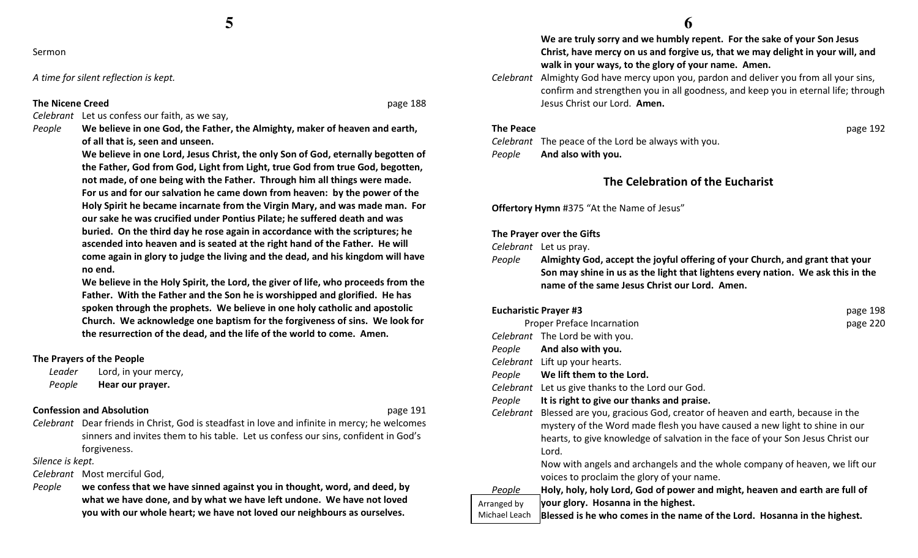Sermon

*A time for silent reflection is kept.*

**The Nicene Creed** page 188

*Celebrant* Let us confess our faith, as we say,

*People* **We believe in one God, the Father, the Almighty, maker of heaven and earth, of all that is, seen and unseen.**

**We believe in one Lord, Jesus Christ, the only Son of God, eternally begotten of the Father, God from God, Light from Light, true God from true God, begotten, not made, of one being with the Father. Through him all things were made. For us and for our salvation he came down from heaven: by the power of the Holy Spirit he became incarnate from the Virgin Mary, and was made man. For our sake he was crucified under Pontius Pilate; he suffered death and was buried. On the third day he rose again in accordance with the scriptures; he ascended into heaven and is seated at the right hand of the Father. He will come again in glory to judge the living and the dead, and his kingdom will have no end.**

**We believe in the Holy Spirit, the Lord, the giver of life, who proceeds from the Father. With the Father and the Son he is worshipped and glorified. He has spoken through the prophets. We believe in one holy catholic and apostolic Church. We acknowledge one baptism for the forgiveness of sins. We look for the resurrection of the dead, and the life of the world to come. Amen.**

**The Prayers of the People**

*Leader* Lord, in your mercy,

*People* **Hear our prayer.**

**Confession and Absolution** page 191

*Celebrant* Dear friends in Christ, God is steadfast in love and infinite in mercy; he welcomes sinners and invites them to his table. Let us confess our sins, confident in God's forgiveness.

*Silence is kept.*

*Celebrant* Most merciful God,

*People* **we confess that we have sinned against you in thought, word, and deed, by what we have done, and by what we have left undone. We have not loved you with our whole heart; we have not loved our neighbours as ourselves. We are truly sorry and we humbly repent. For the sake of your Son Jesus Christ, have mercy on us and forgive us, that we may delight in your will, and walk in your ways, to the glory of your name. Amen.**

*Celebrant* Almighty God have mercy upon you, pardon and deliver you from all your sins, confirm and strengthen you in all goodness, and keep you in eternal life; through Jesus Christ our Lord. **Amen.**

**The Peace** page 192

*Celebrant* The peace of the Lord be always with you.

*People* **And also with you.**

## The Celebration of the Eucharist

**Offertory Hymn** #375 "At the Name of Jesus"

**The Prayer over the Gifts**

*Celebrant* Let us pray.

*People* **Almighty God, accept the joyful offering of your Church, and grant that your Son may shine in us as the light that lightens every nation. We ask this in the name of the same Jesus Christ our Lord. Amen.**

**Eucharistic Prayer #3** page 198

Proper Preface Incarnation page 220

*Celebrant* The Lord be with you.

*People* **And also with you.**

*Celebrant* Lift up your hearts.

*People* **We lift them to the Lord.**

*Celebrant* Let us give thanks to the Lord our God.

*People* **It is right to give our thanks and praise.**

*Celebrant* Blessed are you, gracious God, creator of heaven and earth, because in the mystery of the Word made flesh you have caused a new light to shine in our hearts, to give knowledge of salvation in the face of your Son Jesus Christ our Lord.

Now with angels and archangels and the whole company of heaven, we lift our voices to proclaim the glory of your name.

*People* **Holy, holy, holy Lord, God of power and might, heaven and earth are full of your glory. Hosanna in the highest.**

**Blessed is he who comes in the name of the Lord. Hosanna in the highest.**

Arranged by Michael Leach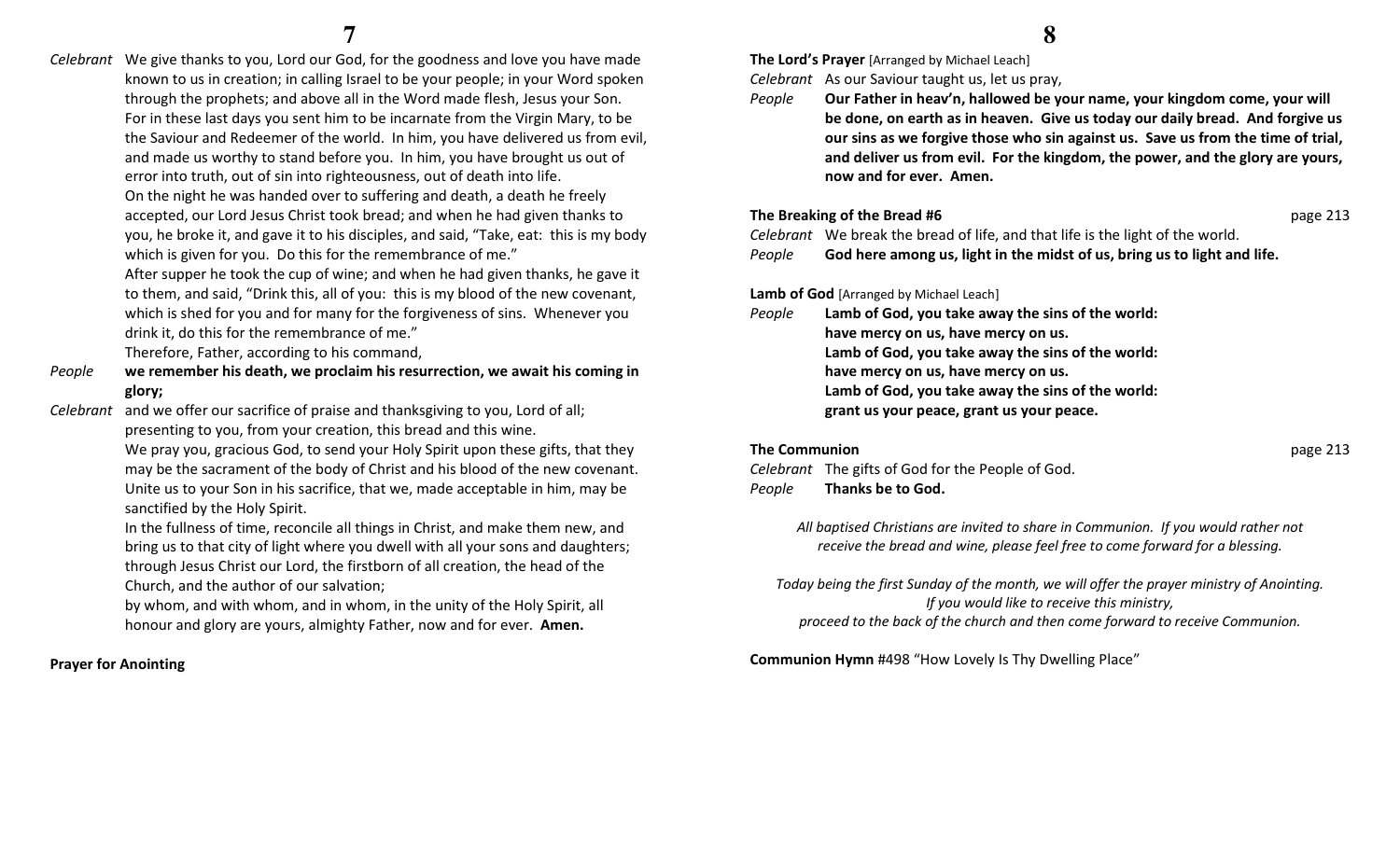*Celebrant* We give thanks to you, Lord our God, for the goodness and love you have made known to us in creation; in calling Israel to be your people; in your Word spoken through the prophets; and above all in the Word made flesh, Jesus your Son. For in these last days you sent him to be incarnate from the Virgin Mary, to be the Saviour and Redeemer of the world. In him, you have delivered us from evil, and made us worthy to stand before you. In him, you have brought us out of error into truth, out of sin into righteousness, out of death into life.
On the night he was handed over to suffering and death, a death he freely accepted, our Lord Jesus Christ took bread; and when he had given thanks to you, he broke it, and gave it to his disciples, and said, "Take, eat: this is my body which is given for you. Do this for the remembrance of me."
After supper he took the cup of wine; and when he had given thanks, he gave it to them, and said, "Drink this, all of you: this is my blood of the new covenant, which is shed for you and for many for the forgiveness of sins. Whenever you drink it, do this for the remembrance of me."
Therefore, Father, according to his command,

*People* **we remember his death, we proclaim his resurrection, we await his coming in glory;**

*Celebrant* and we offer our sacrifice of praise and thanksgiving to you, Lord of all; presenting to you, from your creation, this bread and this wine.
We pray you, gracious God, to send your Holy Spirit upon these gifts, that they may be the sacrament of the body of Christ and his blood of the new covenant. Unite us to your Son in his sacrifice, that we, made acceptable in him, may be sanctified by the Holy Spirit.
In the fullness of time, reconcile all things in Christ, and make them new, and bring us to that city of light where you dwell with all your sons and daughters; through Jesus Christ our Lord, the firstborn of all creation, the head of the Church, and the author of our salvation;
by whom, and with whom, and in whom, in the unity of the Holy Spirit, all honour and glory are yours, almighty Father, now and for ever. **Amen.**

**Prayer for Anointing**

**The Lord's Prayer** [Arranged by Michael Leach]

*Celebrant* As our Saviour taught us, let us pray,

*People* **Our Father in heav'n, hallowed be your name, your kingdom come, your will be done, on earth as in heaven. Give us today our daily bread. And forgive us our sins as we forgive those who sin against us. Save us from the time of trial, and deliver us from evil. For the kingdom, the power, and the glory are yours, now and for ever. Amen.**

**The Breaking of the Bread #6** page 213

*Celebrant* We break the bread of life, and that life is the light of the world.

*People* **God here among us, light in the midst of us, bring us to light and life.**

**Lamb of God** [Arranged by Michael Leach]

*People* **Lamb of God, you take away the sins of the world:**
**have mercy on us, have mercy on us.**
**Lamb of God, you take away the sins of the world:**
**have mercy on us, have mercy on us.**
**Lamb of God, you take away the sins of the world:**
**grant us your peace, grant us your peace.**

**The Communion** page 213

*Celebrant* The gifts of God for the People of God.

*People* **Thanks be to God.**

*All baptised Christians are invited to share in Communion. If you would rather not receive the bread and wine, please feel free to come forward for a blessing.*

*Today being the first Sunday of the month, we will offer the prayer ministry of Anointing. If you would like to receive this ministry, proceed to the back of the church and then come forward to receive Communion.*

**Communion Hymn** #498 "How Lovely Is Thy Dwelling Place"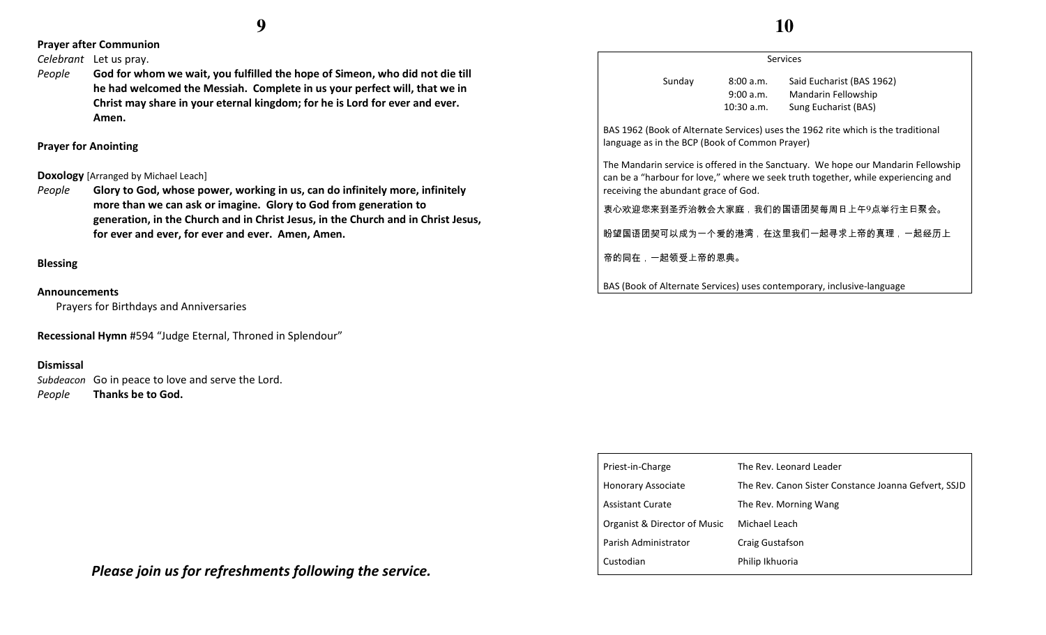**Prayer after Communion**

*Celebrant* Let us pray.

*People* **God for whom we wait, you fulfilled the hope of Simeon, who did not die till he had welcomed the Messiah. Complete in us your perfect will, that we in Christ may share in your eternal kingdom; for he is Lord for ever and ever. Amen.**

**Prayer for Anointing**

**Doxology** [Arranged by Michael Leach]

*People* **Glory to God, whose power, working in us, can do infinitely more, infinitely more than we can ask or imagine. Glory to God from generation to generation, in the Church and in Christ Jesus, in the Church and in Christ Jesus, for ever and ever, for ever and ever. Amen, Amen.**

**Blessing**

**Announcements**

Prayers for Birthdays and Anniversaries

**Recessional Hymn** #594 "Judge Eternal, Throned in Splendour"

**Dismissal**

*Subdeacon* Go in peace to love and serve the Lord.

*People* **Thanks be to God.**

***Please join us for refreshments following the service.***

Services

| | | |
|---|---|---|
| Sunday | 8:00 a.m. | Said Eucharist (BAS 1962) |
| | 9:00 a.m. | Mandarin Fellowship |
| | 10:30 a.m. | Sung Eucharist (BAS) |

BAS 1962 (Book of Alternate Services) uses the 1962 rite which is the traditional language as in the BCP (Book of Common Prayer)

The Mandarin service is offered in the Sanctuary. We hope our Mandarin Fellowship can be a "harbour for love," where we seek truth together, while experiencing and receiving the abundant grace of God.

衷心欢迎您来到圣乔治教会大家庭，我们的国语团契每周日上午9点举行主日聚会。

盼望国语团契可以成为一个爱的港湾，在这里我们一起寻求上帝的真理，一起经历上帝的同在，一起领受上帝的恩典。

BAS (Book of Alternate Services) uses contemporary, inclusive-language

| | |
|---|---|
| Priest-in-Charge | The Rev. Leonard Leader |
| Honorary Associate | The Rev. Canon Sister Constance Joanna Gefvert, SSJD |
| Assistant Curate | The Rev. Morning Wang |
| Organist & Director of Music | Michael Leach |
| Parish Administrator | Craig Gustafson |
| Custodian | Philip Ikhuoria |